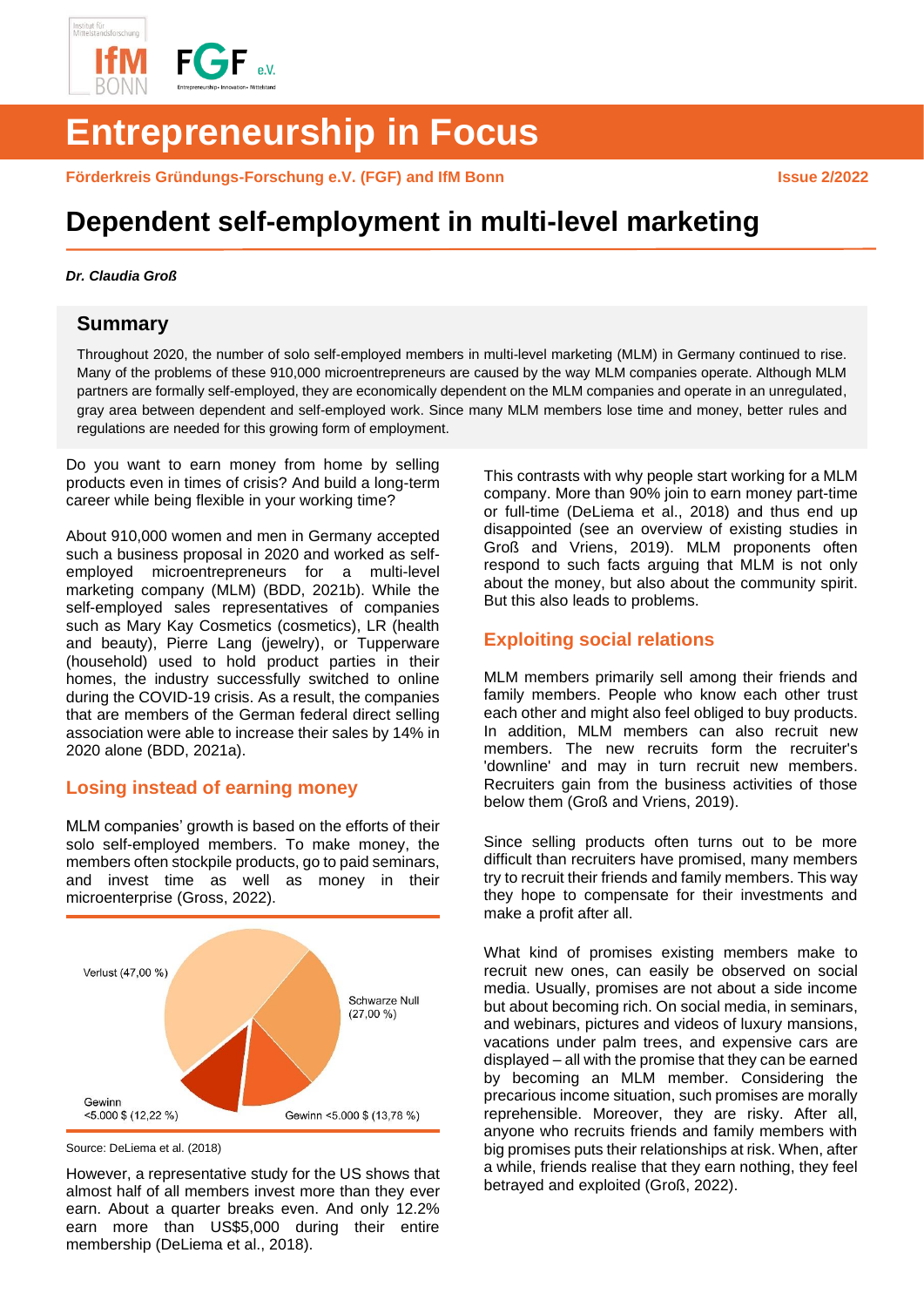# Entrepreneurship in Focus

**Förderkreis Gründungs-Forschung e.V. (FGF) and IfM Bonn** **Issue 2/2022**

# Dependent self-employment in multi-level marketing

***Dr. Claudia Groß***

## Summary

Throughout 2020, the number of solo self-employed members in multi-level marketing (MLM) in Germany continued to rise. Many of the problems of these 910,000 microentrepreneurs are caused by the way MLM companies operate. Although MLM partners are formally self-employed, they are economically dependent on the MLM companies and operate in an unregulated, gray area between dependent and self-employed work. Since many MLM members lose time and money, better rules and regulations are needed for this growing form of employment.

Do you want to earn money from home by selling products even in times of crisis? And build a long-term career while being flexible in your working time?

About 910,000 women and men in Germany accepted such a business proposal in 2020 and worked as self-employed microentrepreneurs for a multi-level marketing company (MLM) (BDD, 2021b). While the self-employed sales representatives of companies such as Mary Kay Cosmetics (cosmetics), LR (health and beauty), Pierre Lang (jewelry), or Tupperware (household) used to hold product parties in their homes, the industry successfully switched to online during the COVID-19 crisis. As a result, the companies that are members of the German federal direct selling association were able to increase their sales by 14% in 2020 alone (BDD, 2021a).

## Losing instead of earning money

MLM companies' growth is based on the efforts of their solo self-employed members. To make money, the members often stockpile products, go to paid seminars, and invest time as well as money in their microenterprise (Gross, 2022).

Verlust (47,00 %)
Schwarze Null (27,00 %)
Gewinn <5.000 $ (13,78 %)
Gewinn <5.000 $ (12,22 %)

Source: DeLiema et al. (2018)

However, a representative study for the US shows that almost half of all members invest more than they ever earn. About a quarter breaks even. And only 12.2% earn more than US$5,000 during their entire membership (DeLiema et al., 2018).

This contrasts with why people start working for a MLM company. More than 90% join to earn money part-time or full-time (DeLiema et al., 2018) and thus end up disappointed (see an overview of existing studies in Groß and Vriens, 2019). MLM proponents often respond to such facts arguing that MLM is not only about the money, but also about the community spirit. But this also leads to problems.

## Exploiting social relations

MLM members primarily sell among their friends and family members. People who know each other trust each other and might also feel obliged to buy products. In addition, MLM members can also recruit new members. The new recruits form the recruiter's 'downline' and may in turn recruit new members. Recruiters gain from the business activities of those below them (Groß and Vriens, 2019).

Since selling products often turns out to be more difficult than recruiters have promised, many members try to recruit their friends and family members. This way they hope to compensate for their investments and make a profit after all.

What kind of promises existing members make to recruit new ones, can easily be observed on social media. Usually, promises are not about a side income but about becoming rich. On social media, in seminars, and webinars, pictures and videos of luxury mansions, vacations under palm trees, and expensive cars are displayed – all with the promise that they can be earned by becoming an MLM member. Considering the precarious income situation, such promises are morally reprehensible. Moreover, they are risky. After all, anyone who recruits friends and family members with big promises puts their relationships at risk. When, after a while, friends realise that they earn nothing, they feel betrayed and exploited (Groß, 2022).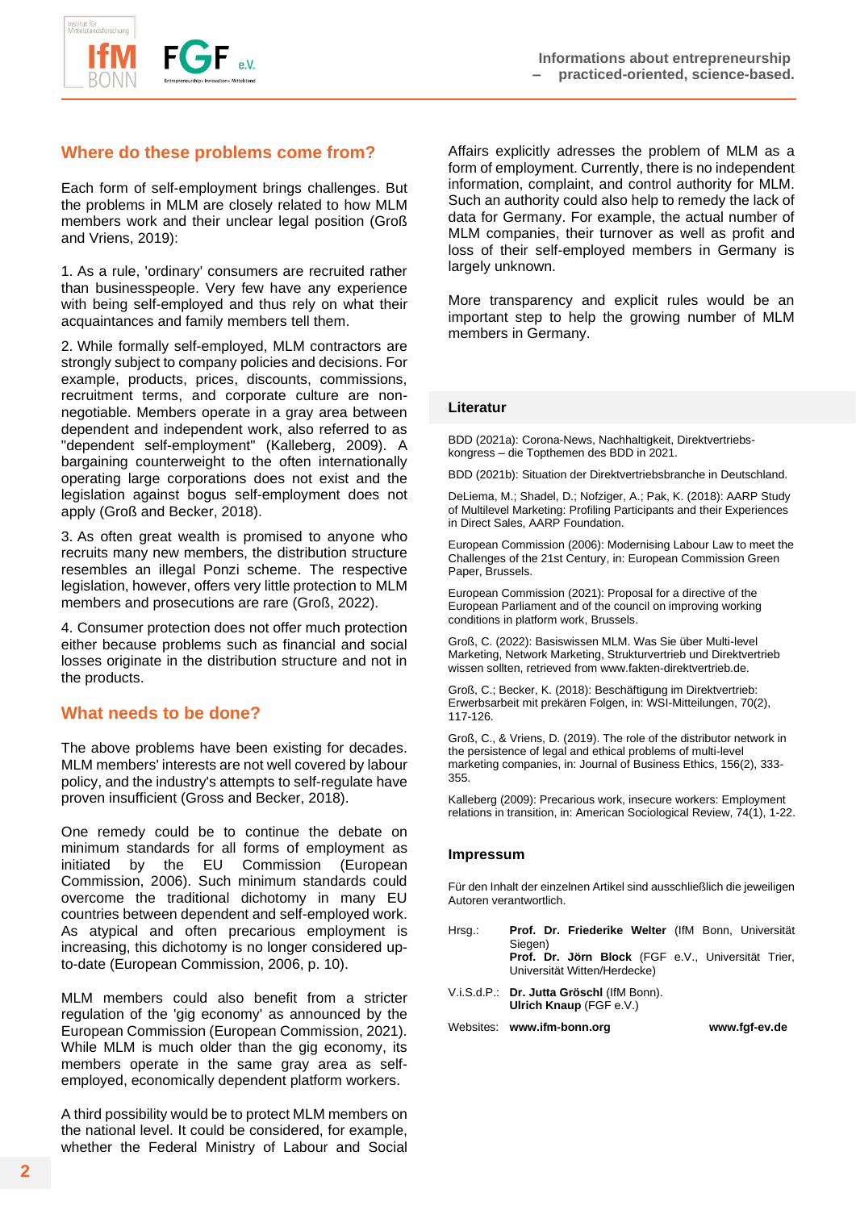## Where do these problems come from?

Each form of self-employment brings challenges. But the problems in MLM are closely related to how MLM members work and their unclear legal position (Groß and Vriens, 2019):

1. As a rule, 'ordinary' consumers are recruited rather than businesspeople. Very few have any experience with being self-employed and thus rely on what their acquaintances and family members tell them.

2. While formally self-employed, MLM contractors are strongly subject to company policies and decisions. For example, products, prices, discounts, commissions, recruitment terms, and corporate culture are non-negotiable. Members operate in a gray area between dependent and independent work, also referred to as "dependent self-employment" (Kalleberg, 2009). A bargaining counterweight to the often internationally operating large corporations does not exist and the legislation against bogus self-employment does not apply (Groß and Becker, 2018).

3. As often great wealth is promised to anyone who recruits many new members, the distribution structure resembles an illegal Ponzi scheme. The respective legislation, however, offers very little protection to MLM members and prosecutions are rare (Groß, 2022).

4. Consumer protection does not offer much protection either because problems such as financial and social losses originate in the distribution structure and not in the products.

## What needs to be done?

The above problems have been existing for decades. MLM members' interests are not well covered by labour policy, and the industry's attempts to self-regulate have proven insufficient (Gross and Becker, 2018).

One remedy could be to continue the debate on minimum standards for all forms of employment as initiated by the EU Commission (European Commission, 2006). Such minimum standards could overcome the traditional dichotomy in many EU countries between dependent and self-employed work. As atypical and often precarious employment is increasing, this dichotomy is no longer considered up-to-date (European Commission, 2006, p. 10).

MLM members could also benefit from a stricter regulation of the 'gig economy' as announced by the European Commission (European Commission, 2021). While MLM is much older than the gig economy, its members operate in the same gray area as self-employed, economically dependent platform workers.

A third possibility would be to protect MLM members on the national level. It could be considered, for example, whether the Federal Ministry of Labour and Social Affairs explicitly adresses the problem of MLM as a form of employment. Currently, there is no independent information, complaint, and control authority for MLM. Such an authority could also help to remedy the lack of data for Germany. For example, the actual number of MLM companies, their turnover as well as profit and loss of their self-employed members in Germany is largely unknown.

More transparency and explicit rules would be an important step to help the growing number of MLM members in Germany.

## Literatur

BDD (2021a): Corona-News, Nachhaltigkeit, Direktvertriebs-kongress – die Topthemen des BDD in 2021.

BDD (2021b): Situation der Direktvertriebsbranche in Deutschland.

DeLiema, M.; Shadel, D.; Nofziger, A.; Pak, K. (2018): AARP Study of Multilevel Marketing: Profiling Participants and their Experiences in Direct Sales, AARP Foundation.

European Commission (2006): Modernising Labour Law to meet the Challenges of the 21st Century, in: European Commission Green Paper, Brussels.

European Commission (2021): Proposal for a directive of the European Parliament and of the council on improving working conditions in platform work, Brussels.

Groß, C. (2022): Basiswissen MLM. Was Sie über Multi-level Marketing, Network Marketing, Strukturvertrieb und Direktvertrieb wissen sollten, retrieved from www.fakten-direktvertrieb.de.

Groß, C.; Becker, K. (2018): Beschäftigung im Direktvertrieb: Erwerbsarbeit mit prekären Folgen, in: WSI-Mitteilungen, 70(2), 117-126.

Groß, C., & Vriens, D. (2019). The role of the distributor network in the persistence of legal and ethical problems of multi-level marketing companies, in: Journal of Business Ethics, 156(2), 333-355.

Kalleberg (2009): Precarious work, insecure workers: Employment relations in transition, in: American Sociological Review, 74(1), 1-22.

## Impressum

Für den Inhalt der einzelnen Artikel sind ausschließlich die jeweiligen Autoren verantwortlich.

Hrsg.: **Prof. Dr. Friederike Welter** (IfM Bonn, Universität Siegen)
**Prof. Dr. Jörn Block** (FGF e.V., Universität Trier, Universität Witten/Herdecke)

V.i.S.d.P.: **Dr. Jutta Gröschl** (IfM Bonn).
**Ulrich Knaup** (FGF e.V.)

Websites: **www.ifm-bonn.org** **www.fgf-ev.de**